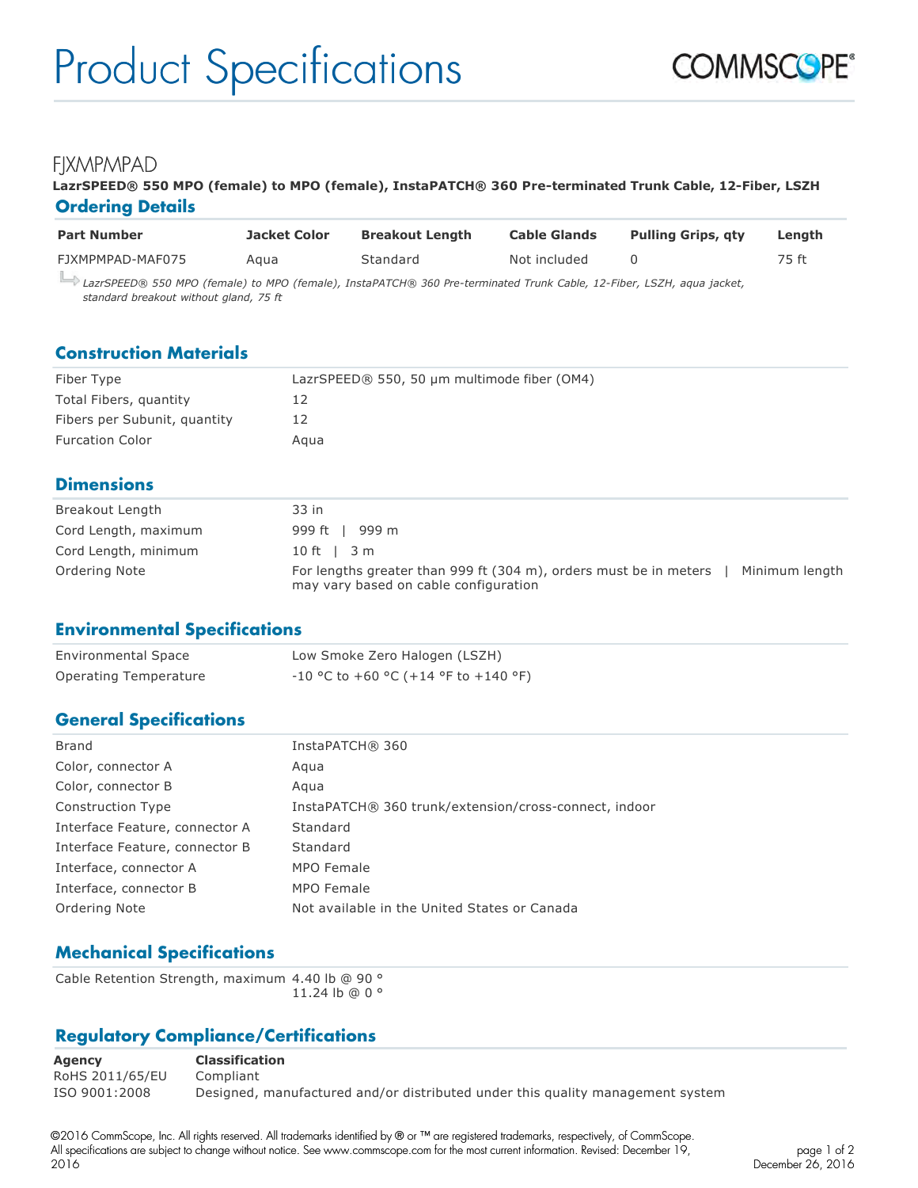# Product Specifications

COMMSCOPE®

## FJXMPMPAD

**LazrSPEED® 550 MPO (female) to MPO (female), InstaPATCH® 360 Pre-terminated Trunk Cable, 12-Fiber, LSZH**

## Ordering Details

| Part Number | Jacket Color | Breakout Length | Cable Glands | Pulling Grips, qty | Length |
|---|---|---|---|---|---|
| FJXMPMPAD-MAF075 | Aqua | Standard | Not included | 0 | 75 ft |

*LazrSPEED® 550 MPO (female) to MPO (female), InstaPATCH® 360 Pre-terminated Trunk Cable, 12-Fiber, LSZH, aqua jacket, standard breakout without gland, 75 ft*

## Construction Materials

| | |
|---|---|
| Fiber Type | LazrSPEED® 550, 50 µm multimode fiber (OM4) |
| Total Fibers, quantity | 12 |
| Fibers per Subunit, quantity | 12 |
| Furcation Color | Aqua |

## Dimensions

| | |
|---|---|
| Breakout Length | 33 in |
| Cord Length, maximum | 999 ft \| 999 m |
| Cord Length, minimum | 10 ft \| 3 m |
| Ordering Note | For lengths greater than 999 ft (304 m), orders must be in meters \| Minimum length may vary based on cable configuration |

## Environmental Specifications

| | |
|---|---|
| Environmental Space | Low Smoke Zero Halogen (LSZH) |
| Operating Temperature | -10 °C to +60 °C (+14 °F to +140 °F) |

## General Specifications

| | |
|---|---|
| Brand | InstaPATCH® 360 |
| Color, connector A | Aqua |
| Color, connector B | Aqua |
| Construction Type | InstaPATCH® 360 trunk/extension/cross-connect, indoor |
| Interface Feature, connector A | Standard |
| Interface Feature, connector B | Standard |
| Interface, connector A | MPO Female |
| Interface, connector B | MPO Female |
| Ordering Note | Not available in the United States or Canada |

## Mechanical Specifications

| | |
|---|---|
| Cable Retention Strength, maximum | 4.40 lb @ 90 °<br>11.24 lb @ 0 ° |

## Regulatory Compliance/Certifications

| Agency | Classification |
|---|---|
| RoHS 2011/65/EU | Compliant |
| ISO 9001:2008 | Designed, manufactured and/or distributed under this quality management system |

©2016 CommScope, Inc. All rights reserved. All trademarks identified by ® or ™ are registered trademarks, respectively, of CommScope. All specifications are subject to change without notice. See www.commscope.com for the most current information. Revised: December 19, 2016

December 26, 2016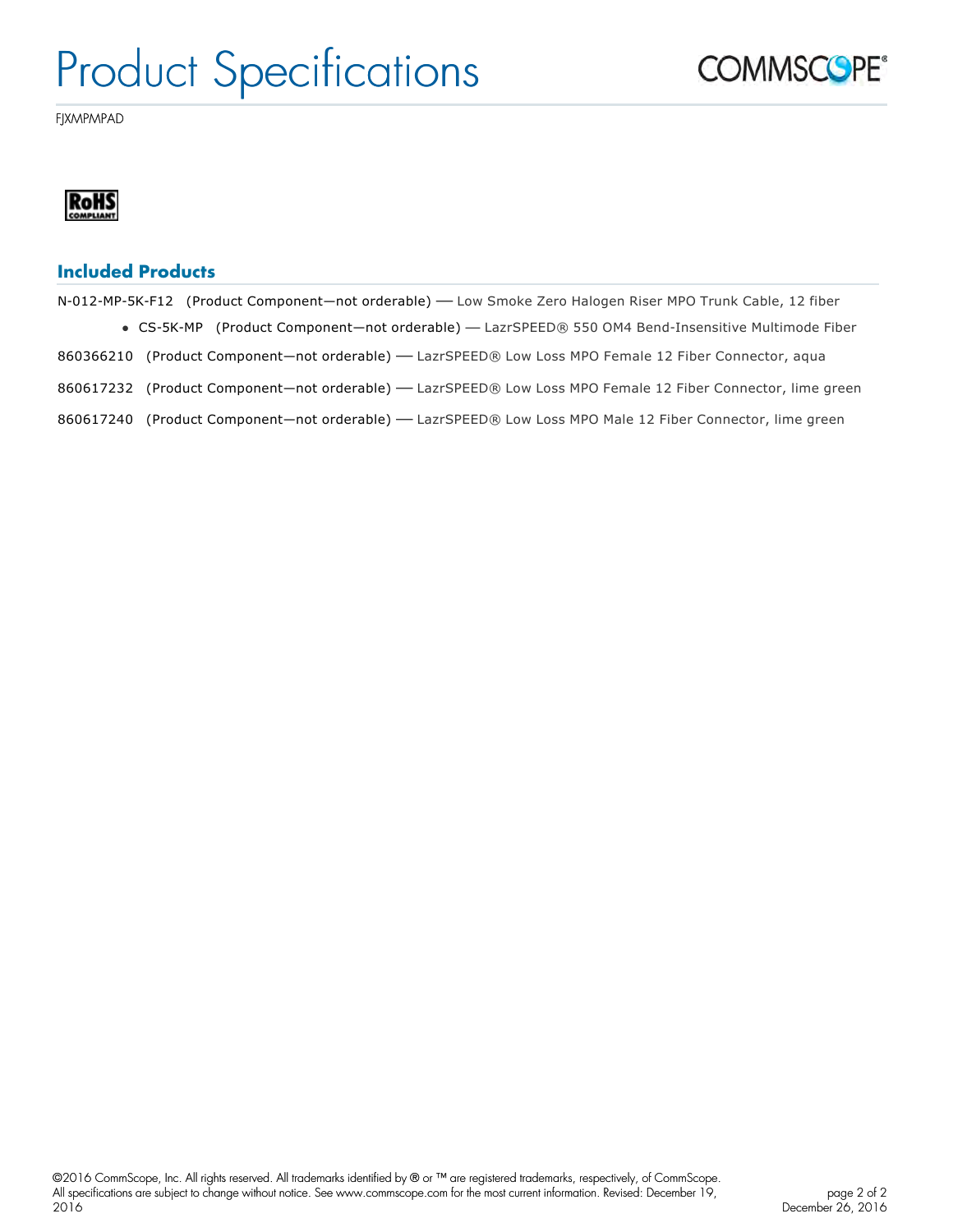FJXMPMPAD

RoHS COMPLIANT

## Included Products

N-012-MP-5K-F12 (Product Component—not orderable) — Low Smoke Zero Halogen Riser MPO Trunk Cable, 12 fiber

- CS-5K-MP (Product Component—not orderable) — LazrSPEED® 550 OM4 Bend-Insensitive Multimode Fiber

860366210 (Product Component—not orderable) — LazrSPEED® Low Loss MPO Female 12 Fiber Connector, aqua

860617232 (Product Component—not orderable) — LazrSPEED® Low Loss MPO Female 12 Fiber Connector, lime green

860617240 (Product Component—not orderable) — LazrSPEED® Low Loss MPO Male 12 Fiber Connector, lime green

©2016 CommScope, Inc. All rights reserved. All trademarks identified by ® or ™ are registered trademarks, respectively, of CommScope. All specifications are subject to change without notice. See www.commscope.com for the most current information. Revised: December 19, 2016

December 26, 2016